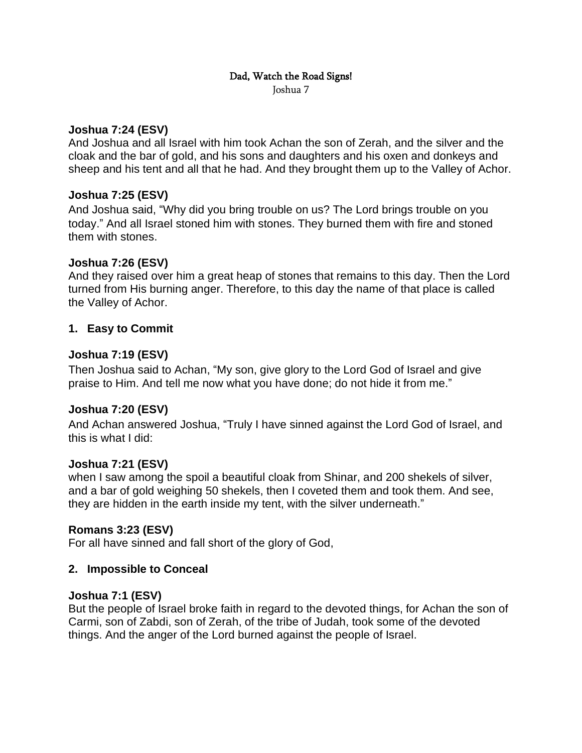# Dad, Watch the Road Signs!

Joshua 7

**Joshua 7:24 (ESV)**
And Joshua and all Israel with him took Achan the son of Zerah, and the silver and the cloak and the bar of gold, and his sons and daughters and his oxen and donkeys and sheep and his tent and all that he had. And they brought them up to the Valley of Achor.

**Joshua 7:25 (ESV)**
And Joshua said, "Why did you bring trouble on us? The Lord brings trouble on you today." And all Israel stoned him with stones. They burned them with fire and stoned them with stones.

**Joshua 7:26 (ESV)**
And they raised over him a great heap of stones that remains to this day. Then the Lord turned from His burning anger. Therefore, to this day the name of that place is called the Valley of Achor.

## 1. Easy to Commit

**Joshua 7:19 (ESV)**
Then Joshua said to Achan, "My son, give glory to the Lord God of Israel and give praise to Him. And tell me now what you have done; do not hide it from me."

**Joshua 7:20 (ESV)**
And Achan answered Joshua, "Truly I have sinned against the Lord God of Israel, and this is what I did:

**Joshua 7:21 (ESV)**
when I saw among the spoil a beautiful cloak from Shinar, and 200 shekels of silver, and a bar of gold weighing 50 shekels, then I coveted them and took them. And see, they are hidden in the earth inside my tent, with the silver underneath."

**Romans 3:23 (ESV)**
For all have sinned and fall short of the glory of God,

## 2. Impossible to Conceal

**Joshua 7:1 (ESV)**
But the people of Israel broke faith in regard to the devoted things, for Achan the son of Carmi, son of Zabdi, son of Zerah, of the tribe of Judah, took some of the devoted things. And the anger of the Lord burned against the people of Israel.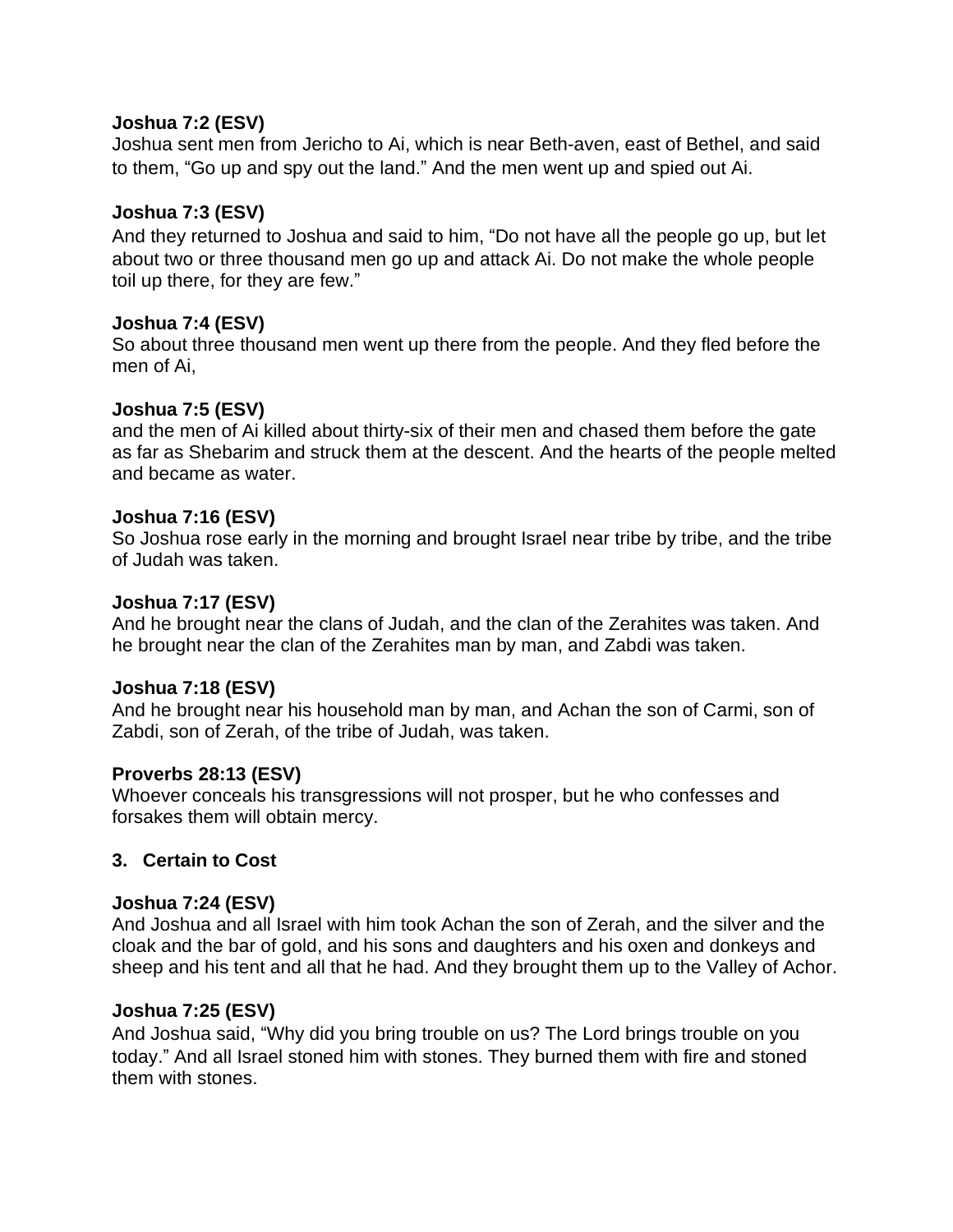**Joshua 7:2 (ESV)**
Joshua sent men from Jericho to Ai, which is near Beth-aven, east of Bethel, and said to them, "Go up and spy out the land." And the men went up and spied out Ai.

**Joshua 7:3 (ESV)**
And they returned to Joshua and said to him, "Do not have all the people go up, but let about two or three thousand men go up and attack Ai. Do not make the whole people toil up there, for they are few."

**Joshua 7:4 (ESV)**
So about three thousand men went up there from the people. And they fled before the men of Ai,

**Joshua 7:5 (ESV)**
and the men of Ai killed about thirty-six of their men and chased them before the gate as far as Shebarim and struck them at the descent. And the hearts of the people melted and became as water.

**Joshua 7:16 (ESV)**
So Joshua rose early in the morning and brought Israel near tribe by tribe, and the tribe of Judah was taken.

**Joshua 7:17 (ESV)**
And he brought near the clans of Judah, and the clan of the Zerahites was taken. And he brought near the clan of the Zerahites man by man, and Zabdi was taken.

**Joshua 7:18 (ESV)**
And he brought near his household man by man, and Achan the son of Carmi, son of Zabdi, son of Zerah, of the tribe of Judah, was taken.

**Proverbs 28:13 (ESV)**
Whoever conceals his transgressions will not prosper, but he who confesses and forsakes them will obtain mercy.

**3. Certain to Cost**

**Joshua 7:24 (ESV)**
And Joshua and all Israel with him took Achan the son of Zerah, and the silver and the cloak and the bar of gold, and his sons and daughters and his oxen and donkeys and sheep and his tent and all that he had. And they brought them up to the Valley of Achor.

**Joshua 7:25 (ESV)**
And Joshua said, "Why did you bring trouble on us? The Lord brings trouble on you today." And all Israel stoned him with stones. They burned them with fire and stoned them with stones.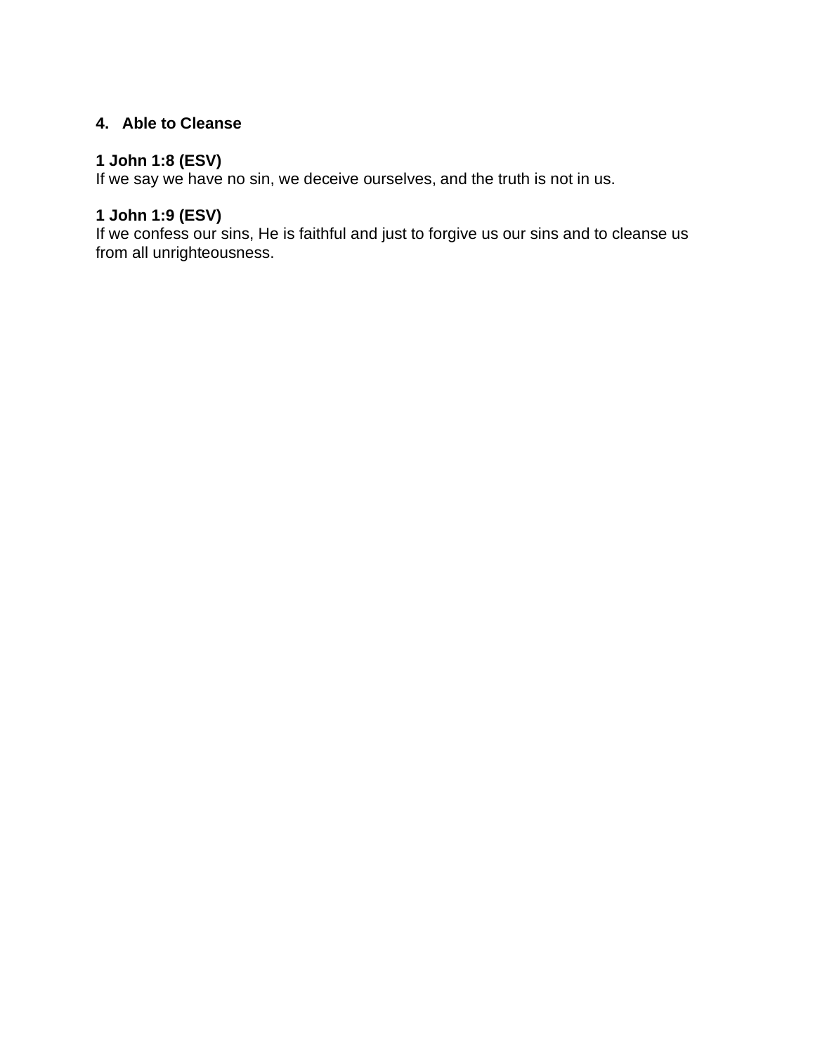4. **Able to Cleanse**

**1 John 1:8 (ESV)**
If we say we have no sin, we deceive ourselves, and the truth is not in us.

**1 John 1:9 (ESV)**
If we confess our sins, He is faithful and just to forgive us our sins and to cleanse us from all unrighteousness.